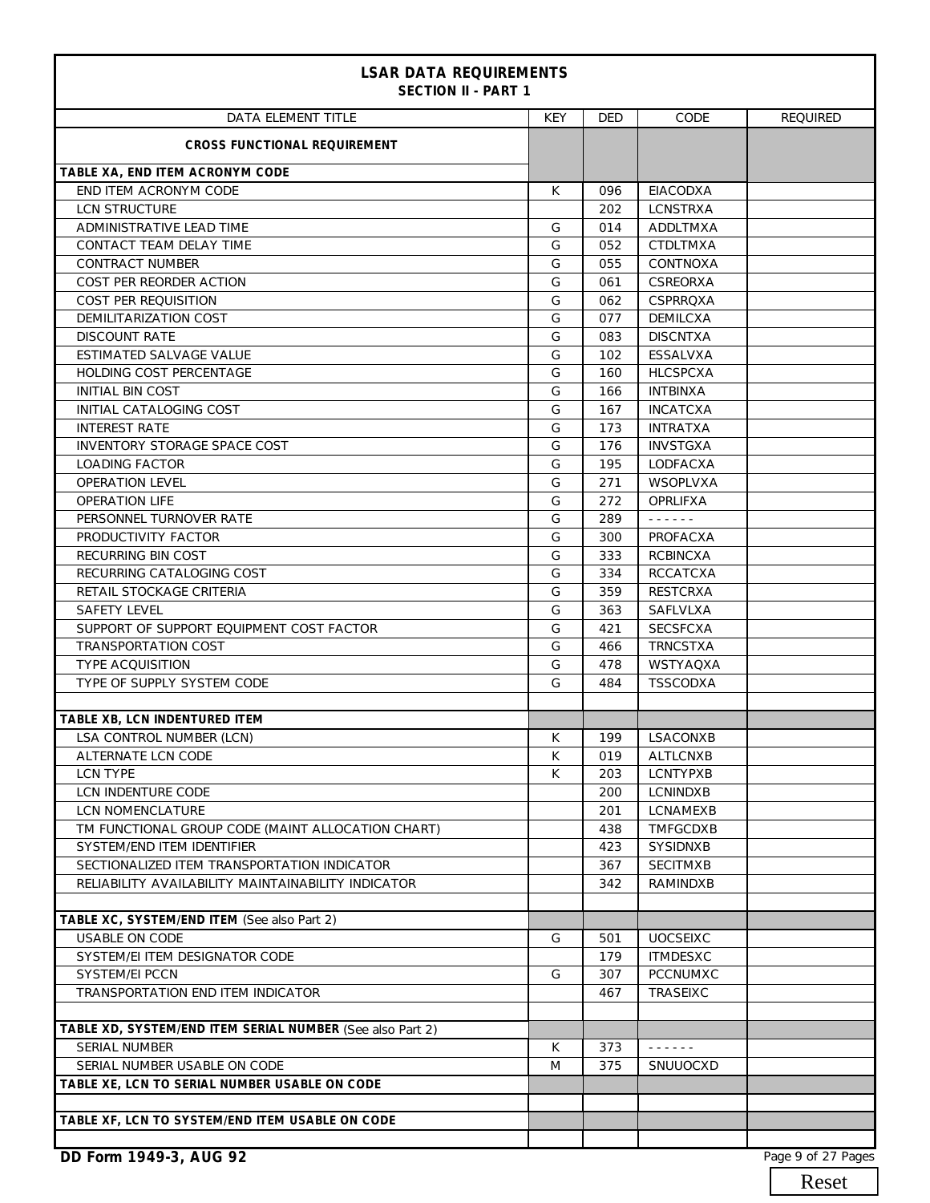# LSAR DATA REQUIREMENTS

## SECTION II - PART 1

| DATA ELEMENT TITLE | KEY | DED | CODE | REQUIRED |
|---|---|---|---|---|
| **CROSS FUNCTIONAL REQUIREMENT** | | | | |
| **TABLE XA, END ITEM ACRONYM CODE** | | | | |
| END ITEM ACRONYM CODE | K | 096 | EIACODXA | |
| LCN STRUCTURE | | 202 | LCNSTRXA | |
| ADMINISTRATIVE LEAD TIME | G | 014 | ADDLTMXA | |
| CONTACT TEAM DELAY TIME | G | 052 | CTDLTMXA | |
| CONTRACT NUMBER | G | 055 | CONTNOXA | |
| COST PER REORDER ACTION | G | 061 | CSREORXA | |
| COST PER REQUISITION | G | 062 | CSPRRQXA | |
| DEMILITARIZATION COST | G | 077 | DEMILCXA | |
| DISCOUNT RATE | G | 083 | DISCNTXA | |
| ESTIMATED SALVAGE VALUE | G | 102 | ESSALVXA | |
| HOLDING COST PERCENTAGE | G | 160 | HLCSPCXA | |
| INITIAL BIN COST | G | 166 | INTBINXA | |
| INITIAL CATALOGING COST | G | 167 | INCATCXA | |
| INTEREST RATE | G | 173 | INTRATXA | |
| INVENTORY STORAGE SPACE COST | G | 176 | INVSTGXA | |
| LOADING FACTOR | G | 195 | LODFACXA | |
| OPERATION LEVEL | G | 271 | WSOPLVXA | |
| OPERATION LIFE | G | 272 | OPRLIFXA | |
| PERSONNEL TURNOVER RATE | G | 289 | - - - - - - | |
| PRODUCTIVITY FACTOR | G | 300 | PROFACXA | |
| RECURRING BIN COST | G | 333 | RCBINCXA | |
| RECURRING CATALOGING COST | G | 334 | RCCATCXA | |
| RETAIL STOCKAGE CRITERIA | G | 359 | RESTCRXA | |
| SAFETY LEVEL | G | 363 | SAFLVLXA | |
| SUPPORT OF SUPPORT EQUIPMENT COST FACTOR | G | 421 | SECSFCXA | |
| TRANSPORTATION COST | G | 466 | TRNCSTXA | |
| TYPE ACQUISITION | G | 478 | WSTYAQXA | |
| TYPE OF SUPPLY SYSTEM CODE | G | 484 | TSSCODXA | |
| | | | | |
| **TABLE XB, LCN INDENTURED ITEM** | | | | |
| LSA CONTROL NUMBER (LCN) | K | 199 | LSACONXB | |
| ALTERNATE LCN CODE | K | 019 | ALTLCNXB | |
| LCN TYPE | K | 203 | LCNTYPXB | |
| LCN INDENTURE CODE | | 200 | LCNINDXB | |
| LCN NOMENCLATURE | | 201 | LCNAMEXB | |
| TM FUNCTIONAL GROUP CODE (MAINT ALLOCATION CHART) | | 438 | TMFGCDXB | |
| SYSTEM/END ITEM IDENTIFIER | | 423 | SYSIDNXB | |
| SECTIONALIZED ITEM TRANSPORTATION INDICATOR | | 367 | SECITMXB | |
| RELIABILITY AVAILABILITY MAINTAINABILITY INDICATOR | | 342 | RAMINDXB | |
| | | | | |
| **TABLE XC, SYSTEM/END ITEM** (See also Part 2) | | | | |
| USABLE ON CODE | G | 501 | UOCSEIXC | |
| SYSTEM/EI ITEM DESIGNATOR CODE | | 179 | ITMDESXC | |
| SYSTEM/EI PCCN | G | 307 | PCCNUMXC | |
| TRANSPORTATION END ITEM INDICATOR | | 467 | TRASEIXC | |
| | | | | |
| **TABLE XD, SYSTEM/END ITEM SERIAL NUMBER** (See also Part 2) | | | | |
| SERIAL NUMBER | K | 373 | - - - - - - | |
| SERIAL NUMBER USABLE ON CODE | M | 375 | SNUUOCXD | |
| **TABLE XE, LCN TO SERIAL NUMBER USABLE ON CODE** | | | | |
| | | | | |
| **TABLE XF, LCN TO SYSTEM/END ITEM USABLE ON CODE** | | | | |
| | | | | |

DD Form 1949-3, AUG 92

Reset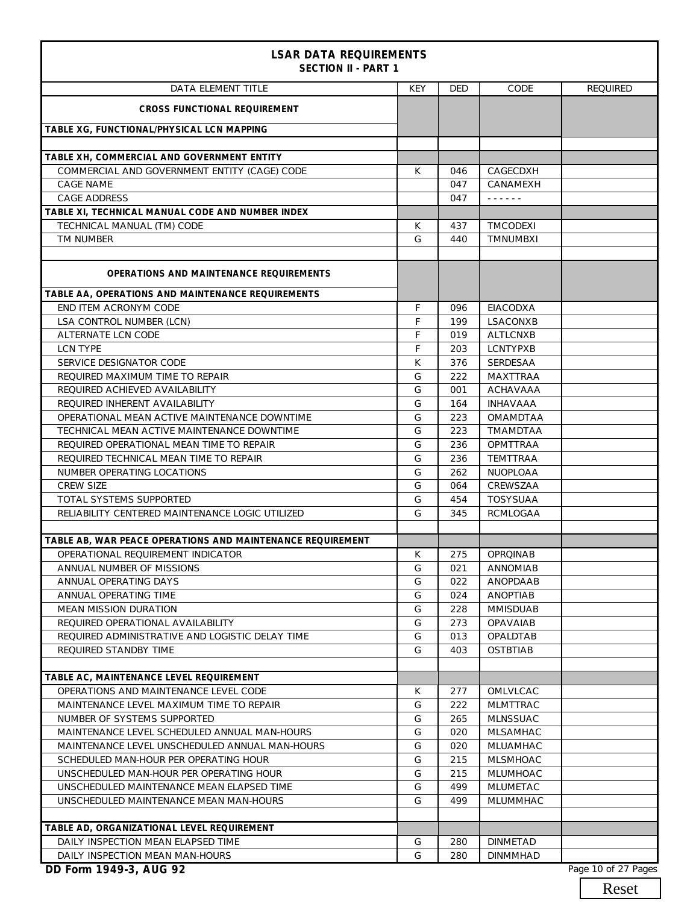# LSAR DATA REQUIREMENTS
## SECTION II - PART 1

| DATA ELEMENT TITLE | KEY | DED | CODE | REQUIRED |
|---|---|---|---|---|
| **CROSS FUNCTIONAL REQUIREMENT** | | | | |
| **TABLE XG, FUNCTIONAL/PHYSICAL LCN MAPPING** | | | | |
| | | | | |
| **TABLE XH, COMMERCIAL AND GOVERNMENT ENTITY** | | | | |
| COMMERCIAL AND GOVERNMENT ENTITY (CAGE) CODE | K | 046 | CAGECDXH | |
| CAGE NAME | | 047 | CANAMEXH | |
| CAGE ADDRESS | | 047 | - - - - - - | |
| **TABLE XI, TECHNICAL MANUAL CODE AND NUMBER INDEX** | | | | |
| TECHNICAL MANUAL (TM) CODE | K | 437 | TMCODEXI | |
| TM NUMBER | G | 440 | TMNUMBXI | |
| | | | | |
| **OPERATIONS AND MAINTENANCE REQUIREMENTS** | | | | |
| **TABLE AA, OPERATIONS AND MAINTENANCE REQUIREMENTS** | | | | |
| END ITEM ACRONYM CODE | F | 096 | EIACODXA | |
| LSA CONTROL NUMBER (LCN) | F | 199 | LSACONXB | |
| ALTERNATE LCN CODE | F | 019 | ALTLCNXB | |
| LCN TYPE | F | 203 | LCNTYPXB | |
| SERVICE DESIGNATOR CODE | K | 376 | SERDESAA | |
| REQUIRED MAXIMUM TIME TO REPAIR | G | 222 | MAXTTRAA | |
| REQUIRED ACHIEVED AVAILABILITY | G | 001 | ACHAVAAA | |
| REQUIRED INHERENT AVAILABILITY | G | 164 | INHAVAAA | |
| OPERATIONAL MEAN ACTIVE MAINTENANCE DOWNTIME | G | 223 | OMAMDTAA | |
| TECHNICAL MEAN ACTIVE MAINTENANCE DOWNTIME | G | 223 | TMAMDTAA | |
| REQUIRED OPERATIONAL MEAN TIME TO REPAIR | G | 236 | OPMTTRAA | |
| REQUIRED TECHNICAL MEAN TIME TO REPAIR | G | 236 | TEMTTRAA | |
| NUMBER OPERATING LOCATIONS | G | 262 | NUOPLOAA | |
| CREW SIZE | G | 064 | CREWSZAA | |
| TOTAL SYSTEMS SUPPORTED | G | 454 | TOSYSUAA | |
| RELIABILITY CENTERED MAINTENANCE LOGIC UTILIZED | G | 345 | RCMLOGAA | |
| | | | | |
| **TABLE AB, WAR PEACE OPERATIONS AND MAINTENANCE REQUIREMENT** | | | | |
| OPERATIONAL REQUIREMENT INDICATOR | K | 275 | OPRQINAB | |
| ANNUAL NUMBER OF MISSIONS | G | 021 | ANNOMIAB | |
| ANNUAL OPERATING DAYS | G | 022 | ANOPDAAB | |
| ANNUAL OPERATING TIME | G | 024 | ANOPTIAB | |
| MEAN MISSION DURATION | G | 228 | MMISDUAB | |
| REQUIRED OPERATIONAL AVAILABILITY | G | 273 | OPAVAIAB | |
| REQUIRED ADMINISTRATIVE AND LOGISTIC DELAY TIME | G | 013 | OPALDTAB | |
| REQUIRED STANDBY TIME | G | 403 | OSTBTIAB | |
| | | | | |
| **TABLE AC, MAINTENANCE LEVEL REQUIREMENT** | | | | |
| OPERATIONS AND MAINTENANCE LEVEL CODE | K | 277 | OMLVLCAC | |
| MAINTENANCE LEVEL MAXIMUM TIME TO REPAIR | G | 222 | MLMTTRAC | |
| NUMBER OF SYSTEMS SUPPORTED | G | 265 | MLNSSUAC | |
| MAINTENANCE LEVEL SCHEDULED ANNUAL MAN-HOURS | G | 020 | MLSAMHAC | |
| MAINTENANCE LEVEL UNSCHEDULED ANNUAL MAN-HOURS | G | 020 | MLUAMHAC | |
| SCHEDULED MAN-HOUR PER OPERATING HOUR | G | 215 | MLSMHOAC | |
| UNSCHEDULED MAN-HOUR PER OPERATING HOUR | G | 215 | MLUMHOAC | |
| UNSCHEDULED MAINTENANCE MEAN ELAPSED TIME | G | 499 | MLUMETAC | |
| UNSCHEDULED MAINTENANCE MEAN MAN-HOURS | G | 499 | MLUMMHAC | |
| | | | | |
| **TABLE AD, ORGANIZATIONAL LEVEL REQUIREMENT** | | | | |
| DAILY INSPECTION MEAN ELAPSED TIME | G | 280 | DINMETAD | |
| DAILY INSPECTION MEAN MAN-HOURS | G | 280 | DINMMHAD | |

**DD Form 1949-3, AUG 92**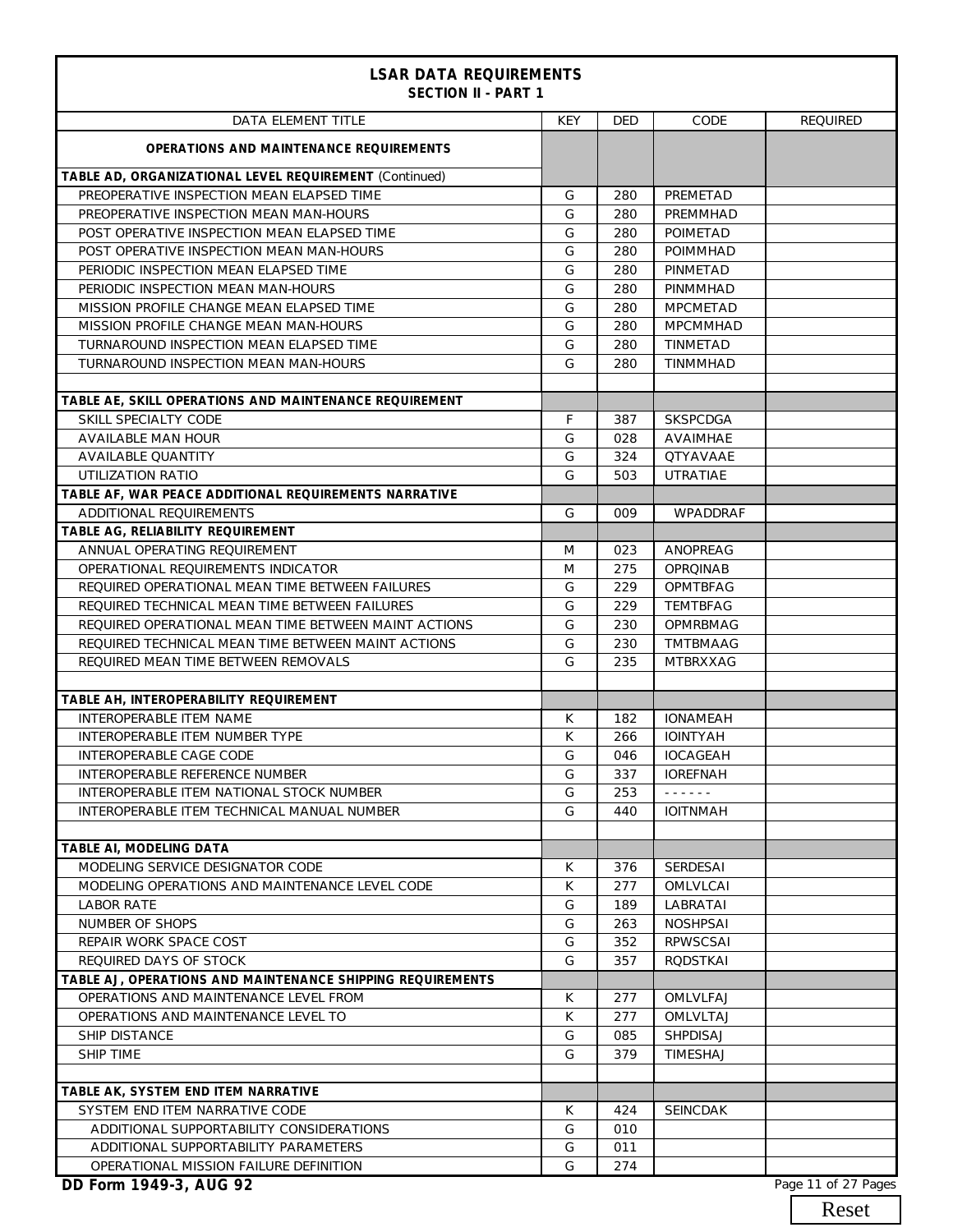## LSAR DATA REQUIREMENTS
### SECTION II - PART 1

| DATA ELEMENT TITLE | KEY | DED | CODE | REQUIRED |
|---|---|---|---|---|
| **OPERATIONS AND MAINTENANCE REQUIREMENTS** | | | | |
| **TABLE AD, ORGANIZATIONAL LEVEL REQUIREMENT** (Continued) | | | | |
| PREOPERATIVE INSPECTION MEAN ELAPSED TIME | G | 280 | PREMETAD | |
| PREOPERATIVE INSPECTION MEAN MAN-HOURS | G | 280 | PREMMHAD | |
| POST OPERATIVE INSPECTION MEAN ELAPSED TIME | G | 280 | POIMETAD | |
| POST OPERATIVE INSPECTION MEAN MAN-HOURS | G | 280 | POIMMHAD | |
| PERIODIC INSPECTION MEAN ELAPSED TIME | G | 280 | PINMETAD | |
| PERIODIC INSPECTION MEAN MAN-HOURS | G | 280 | PINMMHAD | |
| MISSION PROFILE CHANGE MEAN ELAPSED TIME | G | 280 | MPCMETAD | |
| MISSION PROFILE CHANGE MEAN MAN-HOURS | G | 280 | MPCMMHAD | |
| TURNAROUND INSPECTION MEAN ELAPSED TIME | G | 280 | TINMETAD | |
| TURNAROUND INSPECTION MEAN MAN-HOURS | G | 280 | TINMMHAD | |
| | | | | |
| **TABLE AE, SKILL OPERATIONS AND MAINTENANCE REQUIREMENT** | | | | |
| SKILL SPECIALTY CODE | F | 387 | SKSPCDGA | |
| AVAILABLE MAN HOUR | G | 028 | AVAIMHAE | |
| AVAILABLE QUANTITY | G | 324 | QTYAVAAE | |
| UTILIZATION RATIO | G | 503 | UTRATIAE | |
| **TABLE AF, WAR PEACE ADDITIONAL REQUIREMENTS NARRATIVE** | | | | |
| ADDITIONAL REQUIREMENTS | G | 009 | WPADDRAF | |
| **TABLE AG, RELIABILITY REQUIREMENT** | | | | |
| ANNUAL OPERATING REQUIREMENT | M | 023 | ANOPREAG | |
| OPERATIONAL REQUIREMENTS INDICATOR | M | 275 | OPRQINAB | |
| REQUIRED OPERATIONAL MEAN TIME BETWEEN FAILURES | G | 229 | OPMTBFAG | |
| REQUIRED TECHNICAL MEAN TIME BETWEEN FAILURES | G | 229 | TEMTBFAG | |
| REQUIRED OPERATIONAL MEAN TIME BETWEEN MAINT ACTIONS | G | 230 | OPMRBMAG | |
| REQUIRED TECHNICAL MEAN TIME BETWEEN MAINT ACTIONS | G | 230 | TMTBMAAG | |
| REQUIRED MEAN TIME BETWEEN REMOVALS | G | 235 | MTBRXXAG | |
| | | | | |
| **TABLE AH, INTEROPERABILITY REQUIREMENT** | | | | |
| INTEROPERABLE ITEM NAME | K | 182 | IONAMEAH | |
| INTEROPERABLE ITEM NUMBER TYPE | K | 266 | IOINTYAH | |
| INTEROPERABLE CAGE CODE | G | 046 | IOCAGEAH | |
| INTEROPERABLE REFERENCE NUMBER | G | 337 | IOREFNAH | |
| INTEROPERABLE ITEM NATIONAL STOCK NUMBER | G | 253 | - - - - - - | |
| INTEROPERABLE ITEM TECHNICAL MANUAL NUMBER | G | 440 | IOITNMAH | |
| | | | | |
| **TABLE AI, MODELING DATA** | | | | |
| MODELING SERVICE DESIGNATOR CODE | K | 376 | SERDESAI | |
| MODELING OPERATIONS AND MAINTENANCE LEVEL CODE | K | 277 | OMLVLCAI | |
| LABOR RATE | G | 189 | LABRATAI | |
| NUMBER OF SHOPS | G | 263 | NOSHPSAI | |
| REPAIR WORK SPACE COST | G | 352 | RPWSCSAI | |
| REQUIRED DAYS OF STOCK | G | 357 | RQDSTKAI | |
| **TABLE AJ, OPERATIONS AND MAINTENANCE SHIPPING REQUIREMENTS** | | | | |
| OPERATIONS AND MAINTENANCE LEVEL FROM | K | 277 | OMLVLFAJ | |
| OPERATIONS AND MAINTENANCE LEVEL TO | K | 277 | OMLVLTAJ | |
| SHIP DISTANCE | G | 085 | SHPDISAJ | |
| SHIP TIME | G | 379 | TIMESHAJ | |
| | | | | |
| **TABLE AK, SYSTEM END ITEM NARRATIVE** | | | | |
| SYSTEM END ITEM NARRATIVE CODE | K | 424 | SEINCDAK | |
| ADDITIONAL SUPPORTABILITY CONSIDERATIONS | G | 010 | | |
| ADDITIONAL SUPPORTABILITY PARAMETERS | G | 011 | | |
| OPERATIONAL MISSION FAILURE DEFINITION | G | 274 | | |

**DD Form 1949-3, AUG 92**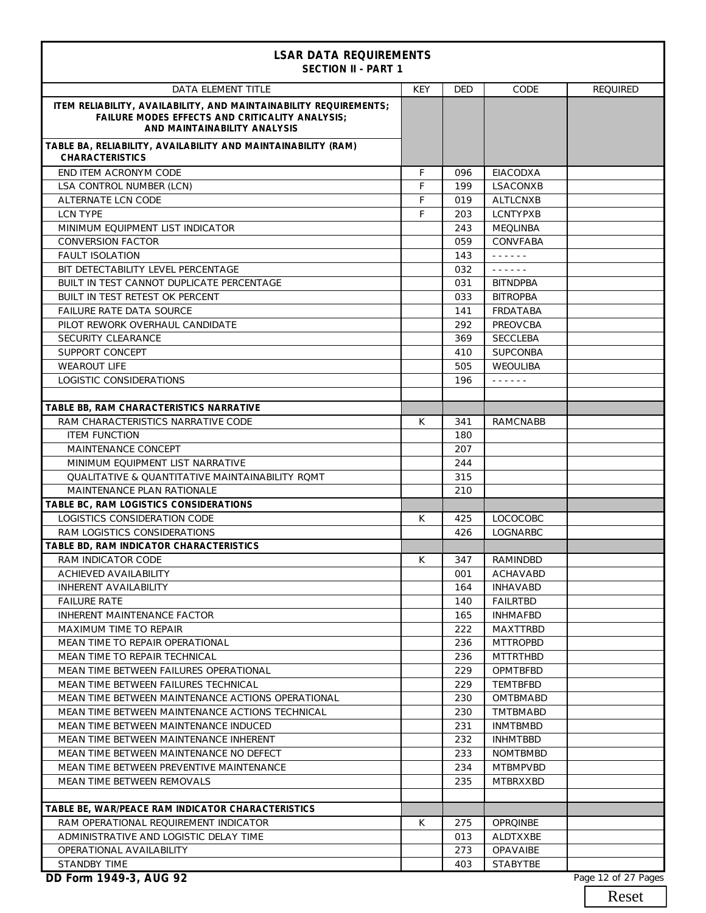## LSAR DATA REQUIREMENTS
### SECTION II - PART 1

| DATA ELEMENT TITLE | KEY | DED | CODE | REQUIRED |
|---|---|---|---|---|
| **ITEM RELIABILITY, AVAILABILITY, AND MAINTAINABILITY REQUIREMENTS; FAILURE MODES EFFECTS AND CRITICALITY ANALYSIS; AND MAINTAINABILITY ANALYSIS** | | | | |
| **TABLE BA, RELIABILITY, AVAILABILITY AND MAINTAINABILITY (RAM) CHARACTERISTICS** | | | | |
| END ITEM ACRONYM CODE | F | 096 | EIACODXA | |
| LSA CONTROL NUMBER (LCN) | F | 199 | LSACONXB | |
| ALTERNATE LCN CODE | F | 019 | ALTLCNXB | |
| LCN TYPE | F | 203 | LCNTYPXB | |
| MINIMUM EQUIPMENT LIST INDICATOR | | 243 | MEQLINBA | |
| CONVERSION FACTOR | | 059 | CONVFABA | |
| FAULT ISOLATION | | 143 | - - - - - - | |
| BIT DETECTABILITY LEVEL PERCENTAGE | | 032 | - - - - - - | |
| BUILT IN TEST CANNOT DUPLICATE PERCENTAGE | | 031 | BITNDPBA | |
| BUILT IN TEST RETEST OK PERCENT | | 033 | BITROPBA | |
| FAILURE RATE DATA SOURCE | | 141 | FRDATABA | |
| PILOT REWORK OVERHAUL CANDIDATE | | 292 | PREOVCBA | |
| SECURITY CLEARANCE | | 369 | SECCLEBA | |
| SUPPORT CONCEPT | | 410 | SUPCONBA | |
| WEAROUT LIFE | | 505 | WEOULIBA | |
| LOGISTIC CONSIDERATIONS | | 196 | - - - - - - | |
| | | | | |
| **TABLE BB, RAM CHARACTERISTICS NARRATIVE** | | | | |
| RAM CHARACTERISTICS NARRATIVE CODE | K | 341 | RAMCNABB | |
| ITEM FUNCTION | | 180 | | |
| MAINTENANCE CONCEPT | | 207 | | |
| MINIMUM EQUIPMENT LIST NARRATIVE | | 244 | | |
| QUALITATIVE & QUANTITATIVE MAINTAINABILITY RQMT | | 315 | | |
| MAINTENANCE PLAN RATIONALE | | 210 | | |
| **TABLE BC, RAM LOGISTICS CONSIDERATIONS** | | | | |
| LOGISTICS CONSIDERATION CODE | K | 425 | LOCOCOBC | |
| RAM LOGISTICS CONSIDERATIONS | | 426 | LOGNARBC | |
| **TABLE BD, RAM INDICATOR CHARACTERISTICS** | | | | |
| RAM INDICATOR CODE | K | 347 | RAMINDBD | |
| ACHIEVED AVAILABILITY | | 001 | ACHAVABD | |
| INHERENT AVAILABILITY | | 164 | INHAVABD | |
| FAILURE RATE | | 140 | FAILRTBD | |
| INHERENT MAINTENANCE FACTOR | | 165 | INHMAFBD | |
| MAXIMUM TIME TO REPAIR | | 222 | MAXTTRBD | |
| MEAN TIME TO REPAIR OPERATIONAL | | 236 | MTTROPBD | |
| MEAN TIME TO REPAIR TECHNICAL | | 236 | MTTRTHBD | |
| MEAN TIME BETWEEN FAILURES OPERATIONAL | | 229 | OPMTBFBD | |
| MEAN TIME BETWEEN FAILURES TECHNICAL | | 229 | TEMTBFBD | |
| MEAN TIME BETWEEN MAINTENANCE ACTIONS OPERATIONAL | | 230 | OMTBMABD | |
| MEAN TIME BETWEEN MAINTENANCE ACTIONS TECHNICAL | | 230 | TMTBMABD | |
| MEAN TIME BETWEEN MAINTENANCE INDUCED | | 231 | INMTBMBD | |
| MEAN TIME BETWEEN MAINTENANCE INHERENT | | 232 | INHMTBBD | |
| MEAN TIME BETWEEN MAINTENANCE NO DEFECT | | 233 | NOMTBMBD | |
| MEAN TIME BETWEEN PREVENTIVE MAINTENANCE | | 234 | MTBMPVBD | |
| MEAN TIME BETWEEN REMOVALS | | 235 | MTBRXXBD | |
| | | | | |
| **TABLE BE, WAR/PEACE RAM INDICATOR CHARACTERISTICS** | | | | |
| RAM OPERATIONAL REQUIREMENT INDICATOR | K | 275 | OPRQINBE | |
| ADMINISTRATIVE AND LOGISTIC DELAY TIME | | 013 | ALDTXXBE | |
| OPERATIONAL AVAILABILITY | | 273 | OPAVAIBE | |
| STANDBY TIME | | 403 | STABYTBE | |

**DD Form 1949-3, AUG 92**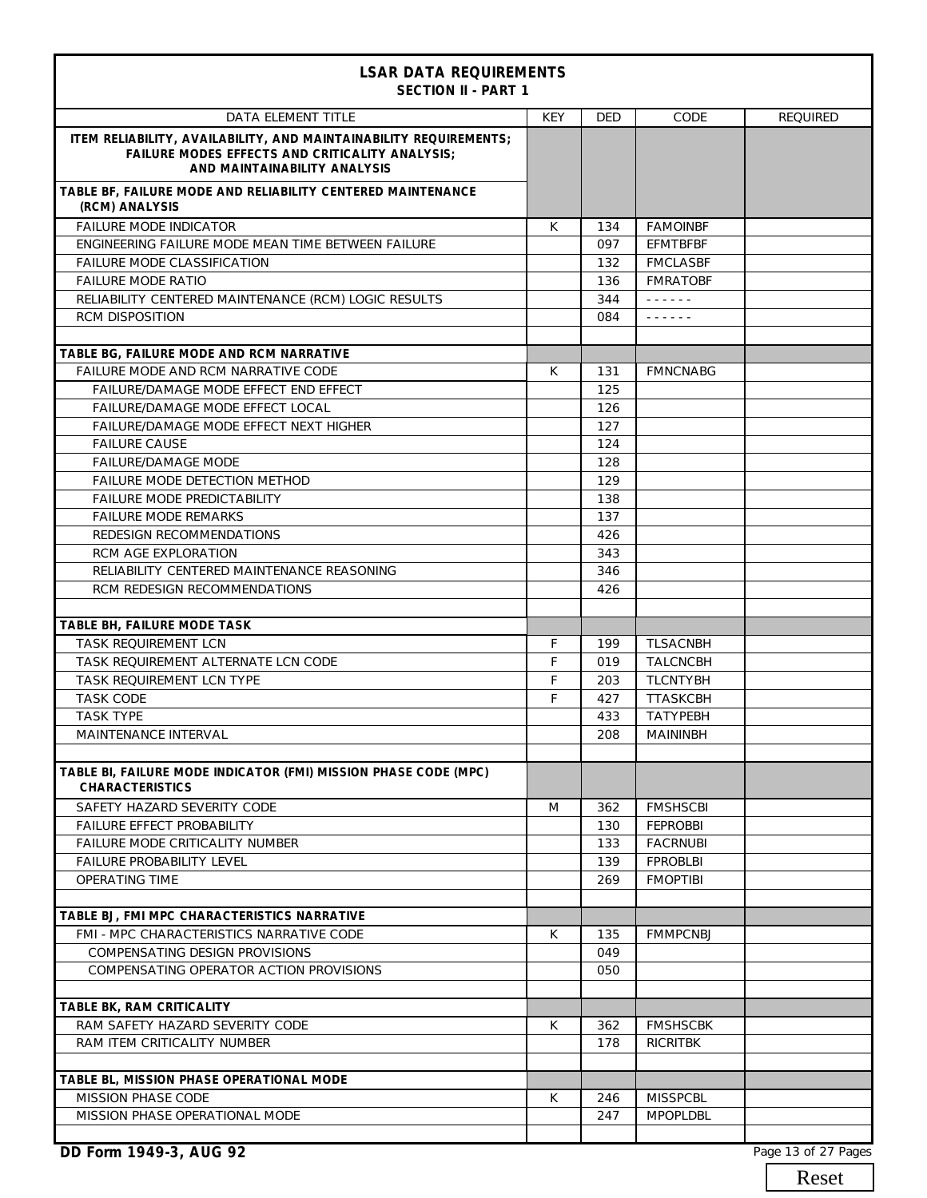# LSAR DATA REQUIREMENTS
## SECTION II - PART 1

| DATA ELEMENT TITLE | KEY | DED | CODE | REQUIRED |
|---|---|---|---|---|
| **ITEM RELIABILITY, AVAILABILITY, AND MAINTAINABILITY REQUIREMENTS; FAILURE MODES EFFECTS AND CRITICALITY ANALYSIS; AND MAINTAINABILITY ANALYSIS** | | | | |
| **TABLE BF, FAILURE MODE AND RELIABILITY CENTERED MAINTENANCE (RCM) ANALYSIS** | | | | |
| FAILURE MODE INDICATOR | K | 134 | FAMOINBF | |
| ENGINEERING FAILURE MODE MEAN TIME BETWEEN FAILURE | | 097 | EFMTBFBF | |
| FAILURE MODE CLASSIFICATION | | 132 | FMCLASBF | |
| FAILURE MODE RATIO | | 136 | FMRATOBF | |
| RELIABILITY CENTERED MAINTENANCE (RCM) LOGIC RESULTS | | 344 | ------ | |
| RCM DISPOSITION | | 084 | ------ | |
| | | | | |
| **TABLE BG, FAILURE MODE AND RCM NARRATIVE** | | | | |
| FAILURE MODE AND RCM NARRATIVE CODE | K | 131 | FMNCNABG | |
| FAILURE/DAMAGE MODE EFFECT END EFFECT | | 125 | | |
| FAILURE/DAMAGE MODE EFFECT LOCAL | | 126 | | |
| FAILURE/DAMAGE MODE EFFECT NEXT HIGHER | | 127 | | |
| FAILURE CAUSE | | 124 | | |
| FAILURE/DAMAGE MODE | | 128 | | |
| FAILURE MODE DETECTION METHOD | | 129 | | |
| FAILURE MODE PREDICTABILITY | | 138 | | |
| FAILURE MODE REMARKS | | 137 | | |
| REDESIGN RECOMMENDATIONS | | 426 | | |
| RCM AGE EXPLORATION | | 343 | | |
| RELIABILITY CENTERED MAINTENANCE REASONING | | 346 | | |
| RCM REDESIGN RECOMMENDATIONS | | 426 | | |
| | | | | |
| **TABLE BH, FAILURE MODE TASK** | | | | |
| TASK REQUIREMENT LCN | F | 199 | TLSACNBH | |
| TASK REQUIREMENT ALTERNATE LCN CODE | F | 019 | TALCNCBH | |
| TASK REQUIREMENT LCN TYPE | F | 203 | TLCNTYBH | |
| TASK CODE | F | 427 | TTASKCBH | |
| TASK TYPE | | 433 | TATYPEBH | |
| MAINTENANCE INTERVAL | | 208 | MAININBH | |
| | | | | |
| **TABLE BI, FAILURE MODE INDICATOR (FMI) MISSION PHASE CODE (MPC) CHARACTERISTICS** | | | | |
| SAFETY HAZARD SEVERITY CODE | M | 362 | FMSHSCBI | |
| FAILURE EFFECT PROBABILITY | | 130 | FEPROBBI | |
| FAILURE MODE CRITICALITY NUMBER | | 133 | FACRNUBI | |
| FAILURE PROBABILITY LEVEL | | 139 | FPROBLBI | |
| OPERATING TIME | | 269 | FMOPTIBI | |
| | | | | |
| **TABLE BJ, FMI MPC CHARACTERISTICS NARRATIVE** | | | | |
| FMI - MPC CHARACTERISTICS NARRATIVE CODE | K | 135 | FMMPCNBJ | |
| COMPENSATING DESIGN PROVISIONS | | 049 | | |
| COMPENSATING OPERATOR ACTION PROVISIONS | | 050 | | |
| | | | | |
| **TABLE BK, RAM CRITICALITY** | | | | |
| RAM SAFETY HAZARD SEVERITY CODE | K | 362 | FMSHSCBK | |
| RAM ITEM CRITICALITY NUMBER | | 178 | RICRITBK | |
| | | | | |
| **TABLE BL, MISSION PHASE OPERATIONAL MODE** | | | | |
| MISSION PHASE CODE | K | 246 | MISSPCBL | |
| MISSION PHASE OPERATIONAL MODE | | 247 | MPOPLDBL | |
| | | | | |

DD Form 1949-3, AUG 92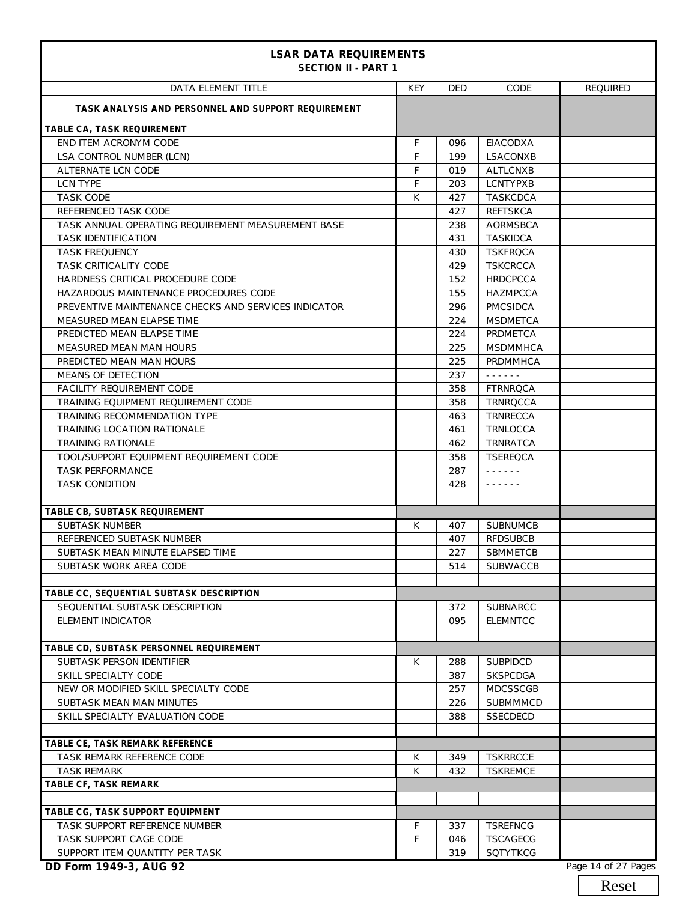# LSAR DATA REQUIREMENTS

## SECTION II - PART 1

| DATA ELEMENT TITLE | KEY | DED | CODE | REQUIRED |
|---|---|---|---|---|
| **TASK ANALYSIS AND PERSONNEL AND SUPPORT REQUIREMENT** | | | | |
| **TABLE CA, TASK REQUIREMENT** | | | | |
| END ITEM ACRONYM CODE | F | 096 | EIACODXA | |
| LSA CONTROL NUMBER (LCN) | F | 199 | LSACONXB | |
| ALTERNATE LCN CODE | F | 019 | ALTLCNXB | |
| LCN TYPE | F | 203 | LCNTYPXB | |
| TASK CODE | K | 427 | TASKCDCA | |
| REFERENCED TASK CODE | | 427 | REFTSKCA | |
| TASK ANNUAL OPERATING REQUIREMENT MEASUREMENT BASE | | 238 | AORMSBCA | |
| TASK IDENTIFICATION | | 431 | TASKIDCA | |
| TASK FREQUENCY | | 430 | TSKFRQCA | |
| TASK CRITICALITY CODE | | 429 | TSKCRCCA | |
| HARDNESS CRITICAL PROCEDURE CODE | | 152 | HRDCPCCA | |
| HAZARDOUS MAINTENANCE PROCEDURES CODE | | 155 | HAZMPCCA | |
| PREVENTIVE MAINTENANCE CHECKS AND SERVICES INDICATOR | | 296 | PMCSIDCA | |
| MEASURED MEAN ELAPSE TIME | | 224 | MSDMETCA | |
| PREDICTED MEAN ELAPSE TIME | | 224 | PRDMETCA | |
| MEASURED MEAN MAN HOURS | | 225 | MSDMMHCA | |
| PREDICTED MEAN MAN HOURS | | 225 | PRDMMHCA | |
| MEANS OF DETECTION | | 237 | - - - - - - | |
| FACILITY REQUIREMENT CODE | | 358 | FTRNRQCA | |
| TRAINING EQUIPMENT REQUIREMENT CODE | | 358 | TRNRQCCA | |
| TRAINING RECOMMENDATION TYPE | | 463 | TRNRECCA | |
| TRAINING LOCATION RATIONALE | | 461 | TRNLOCCA | |
| TRAINING RATIONALE | | 462 | TRNRATCA | |
| TOOL/SUPPORT EQUIPMENT REQUIREMENT CODE | | 358 | TSEREQCA | |
| TASK PERFORMANCE | | 287 | - - - - - - | |
| TASK CONDITION | | 428 | - - - - - - | |
| | | | | |
| **TABLE CB, SUBTASK REQUIREMENT** | | | | |
| SUBTASK NUMBER | K | 407 | SUBNUMCB | |
| REFERENCED SUBTASK NUMBER | | 407 | RFDSUBCB | |
| SUBTASK MEAN MINUTE ELAPSED TIME | | 227 | SBMMETCB | |
| SUBTASK WORK AREA CODE | | 514 | SUBWACCB | |
| | | | | |
| **TABLE CC, SEQUENTIAL SUBTASK DESCRIPTION** | | | | |
| SEQUENTIAL SUBTASK DESCRIPTION | | 372 | SUBNARCC | |
| ELEMENT INDICATOR | | 095 | ELEMNTCC | |
| | | | | |
| **TABLE CD, SUBTASK PERSONNEL REQUIREMENT** | | | | |
| SUBTASK PERSON IDENTIFIER | K | 288 | SUBPIDCD | |
| SKILL SPECIALTY CODE | | 387 | SKSPCDGA | |
| NEW OR MODIFIED SKILL SPECIALTY CODE | | 257 | MDCSSCGB | |
| SUBTASK MEAN MAN MINUTES | | 226 | SUBMMMCD | |
| SKILL SPECIALTY EVALUATION CODE | | 388 | SSECDECD | |
| | | | | |
| **TABLE CE, TASK REMARK REFERENCE** | | | | |
| TASK REMARK REFERENCE CODE | K | 349 | TSKRRCCE | |
| TASK REMARK | K | 432 | TSKREMCE | |
| **TABLE CF, TASK REMARK** | | | | |
| | | | | |
| **TABLE CG, TASK SUPPORT EQUIPMENT** | | | | |
| TASK SUPPORT REFERENCE NUMBER | F | 337 | TSREFNCG | |
| TASK SUPPORT CAGE CODE | F | 046 | TSCAGECG | |
| SUPPORT ITEM QUANTITY PER TASK | | 319 | SQTYTKCG | |

DD Form 1949-3, AUG 92

Reset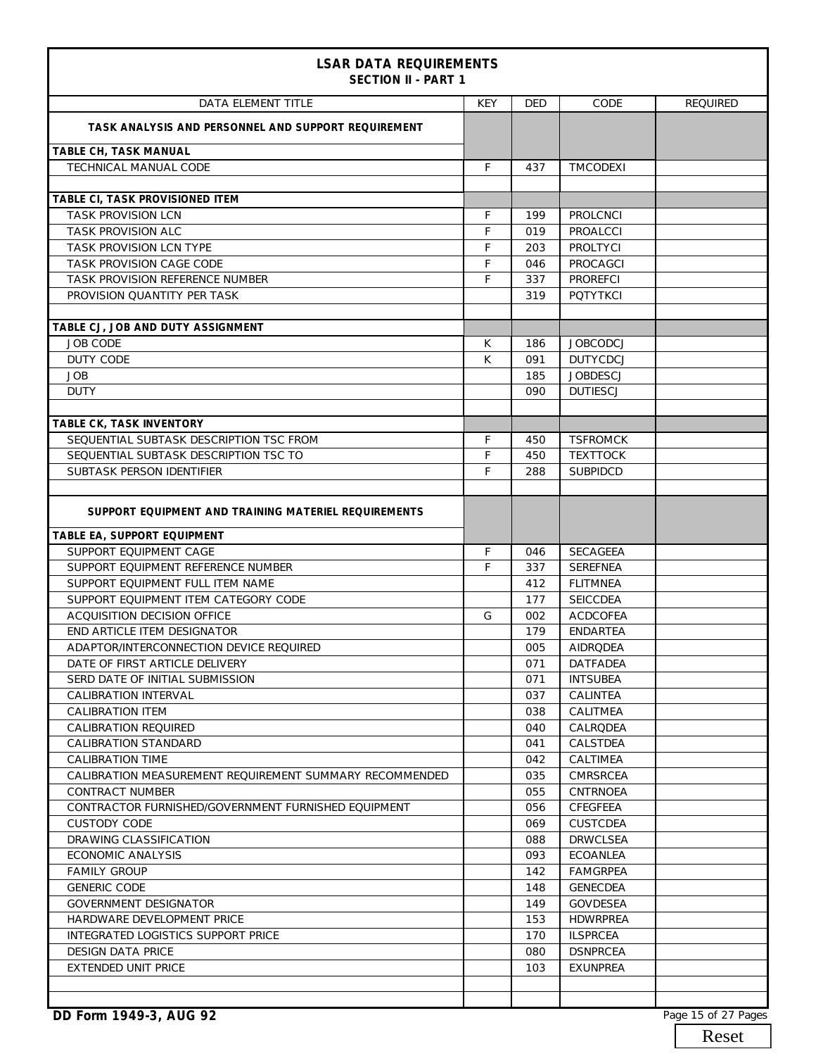# LSAR DATA REQUIREMENTS
## SECTION II - PART 1

| DATA ELEMENT TITLE | KEY | DED | CODE | REQUIRED |
|---|---|---|---|---|
| **TASK ANALYSIS AND PERSONNEL AND SUPPORT REQUIREMENT** | | | | |
| **TABLE CH, TASK MANUAL** | | | | |
| TECHNICAL MANUAL CODE | F | 437 | TMCODEXI | |
| | | | | |
| **TABLE CI, TASK PROVISIONED ITEM** | | | | |
| TASK PROVISION LCN | F | 199 | PROLCNCI | |
| TASK PROVISION ALC | F | 019 | PROALCCI | |
| TASK PROVISION LCN TYPE | F | 203 | PROLTYCI | |
| TASK PROVISION CAGE CODE | F | 046 | PROCAGCI | |
| TASK PROVISION REFERENCE NUMBER | F | 337 | PROREFCI | |
| PROVISION QUANTITY PER TASK | | 319 | PQTYTKCI | |
| | | | | |
| **TABLE CJ, JOB AND DUTY ASSIGNMENT** | | | | |
| JOB CODE | K | 186 | JOBCODCJ | |
| DUTY CODE | K | 091 | DUTYCDCJ | |
| JOB | | 185 | JOBDESCJ | |
| DUTY | | 090 | DUTIESCJ | |
| | | | | |
| **TABLE CK, TASK INVENTORY** | | | | |
| SEQUENTIAL SUBTASK DESCRIPTION TSC FROM | F | 450 | TSFROMCK | |
| SEQUENTIAL SUBTASK DESCRIPTION TSC TO | F | 450 | TEXTTOCK | |
| SUBTASK PERSON IDENTIFIER | F | 288 | SUBPIDCD | |
| | | | | |
| **SUPPORT EQUIPMENT AND TRAINING MATERIEL REQUIREMENTS** | | | | |
| **TABLE EA, SUPPORT EQUIPMENT** | | | | |
| SUPPORT EQUIPMENT CAGE | F | 046 | SECAGEEA | |
| SUPPORT EQUIPMENT REFERENCE NUMBER | F | 337 | SEREFNEA | |
| SUPPORT EQUIPMENT FULL ITEM NAME | | 412 | FLITMNEA | |
| SUPPORT EQUIPMENT ITEM CATEGORY CODE | | 177 | SEICCDEA | |
| ACQUISITION DECISION OFFICE | G | 002 | ACDCOFEA | |
| END ARTICLE ITEM DESIGNATOR | | 179 | ENDARTEA | |
| ADAPTOR/INTERCONNECTION DEVICE REQUIRED | | 005 | AIDRQDEA | |
| DATE OF FIRST ARTICLE DELIVERY | | 071 | DATFADEA | |
| SERD DATE OF INITIAL SUBMISSION | | 071 | INTSUBEA | |
| CALIBRATION INTERVAL | | 037 | CALINTEA | |
| CALIBRATION ITEM | | 038 | CALITMEA | |
| CALIBRATION REQUIRED | | 040 | CALRQDEA | |
| CALIBRATION STANDARD | | 041 | CALSTDEA | |
| CALIBRATION TIME | | 042 | CALTIMEA | |
| CALIBRATION MEASUREMENT REQUIREMENT SUMMARY RECOMMENDED | | 035 | CMRSRCEA | |
| CONTRACT NUMBER | | 055 | CNTRNOEA | |
| CONTRACTOR FURNISHED/GOVERNMENT FURNISHED EQUIPMENT | | 056 | CFEGFEEA | |
| CUSTODY CODE | | 069 | CUSTCDEA | |
| DRAWING CLASSIFICATION | | 088 | DRWCLSEA | |
| ECONOMIC ANALYSIS | | 093 | ECOANLEA | |
| FAMILY GROUP | | 142 | FAMGRPEA | |
| GENERIC CODE | | 148 | GENECDEA | |
| GOVERNMENT DESIGNATOR | | 149 | GOVDESEA | |
| HARDWARE DEVELOPMENT PRICE | | 153 | HDWRPREA | |
| INTEGRATED LOGISTICS SUPPORT PRICE | | 170 | ILSPRCEA | |
| DESIGN DATA PRICE | | 080 | DSNPRCEA | |
| EXTENDED UNIT PRICE | | 103 | EXUNPREA | |
| | | | | |
| | | | | |

DD Form 1949-3, AUG 92